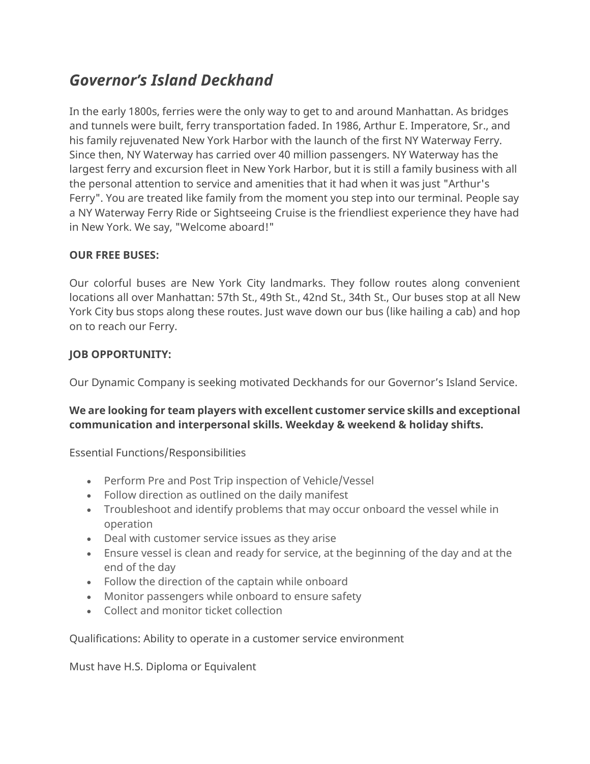# *Governor's Island Deckhand*

In the early 1800s, ferries were the only way to get to and around Manhattan. As bridges and tunnels were built, ferry transportation faded. In 1986, Arthur E. Imperatore, Sr., and his family rejuvenated New York Harbor with the launch of the first NY Waterway Ferry. Since then, NY Waterway has carried over 40 million passengers. NY Waterway has the largest ferry and excursion fleet in New York Harbor, but it is still a family business with all the personal attention to service and amenities that it had when it was just "Arthur's Ferry". You are treated like family from the moment you step into our terminal. People say a NY Waterway Ferry Ride or Sightseeing Cruise is the friendliest experience they have had in New York. We say, "Welcome aboard!"

**OUR FREE BUSES:**

Our colorful buses are New York City landmarks. They follow routes along convenient locations all over Manhattan: 57th St., 49th St., 42nd St., 34th St., Our buses stop at all New York City bus stops along these routes. Just wave down our bus (like hailing a cab) and hop on to reach our Ferry.

**JOB OPPORTUNITY:**

Our Dynamic Company is seeking motivated Deckhands for our Governor's Island Service.

**We are looking for team players with excellent customer service skills and exceptional communication and interpersonal skills. Weekday & weekend & holiday shifts.**

Essential Functions/Responsibilities

- Perform Pre and Post Trip inspection of Vehicle/Vessel
- Follow direction as outlined on the daily manifest
- Troubleshoot and identify problems that may occur onboard the vessel while in operation
- Deal with customer service issues as they arise
- Ensure vessel is clean and ready for service, at the beginning of the day and at the end of the day
- Follow the direction of the captain while onboard
- Monitor passengers while onboard to ensure safety
- Collect and monitor ticket collection

Qualifications: Ability to operate in a customer service environment

Must have H.S. Diploma or Equivalent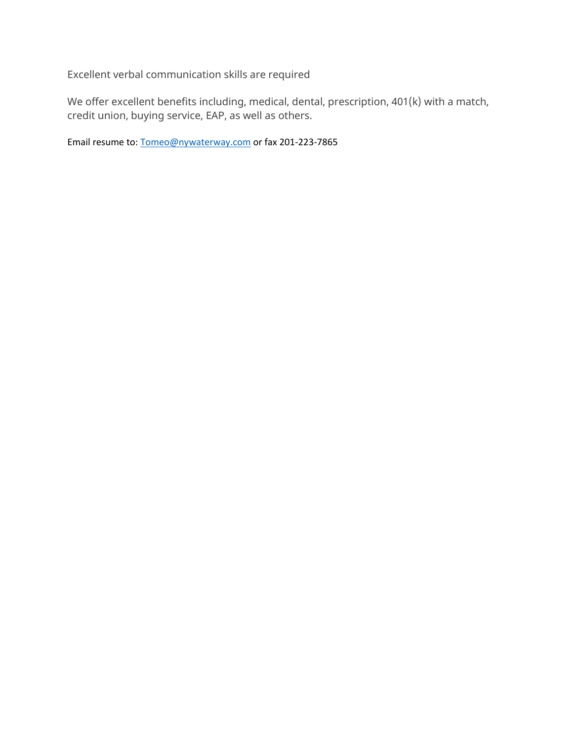Excellent verbal communication skills are required

We offer excellent benefits including, medical, dental, prescription, 401(k) with a match, credit union, buying service, EAP, as well as others.

Email resume to: Tomeo@nywaterway.com or fax 201-223-7865